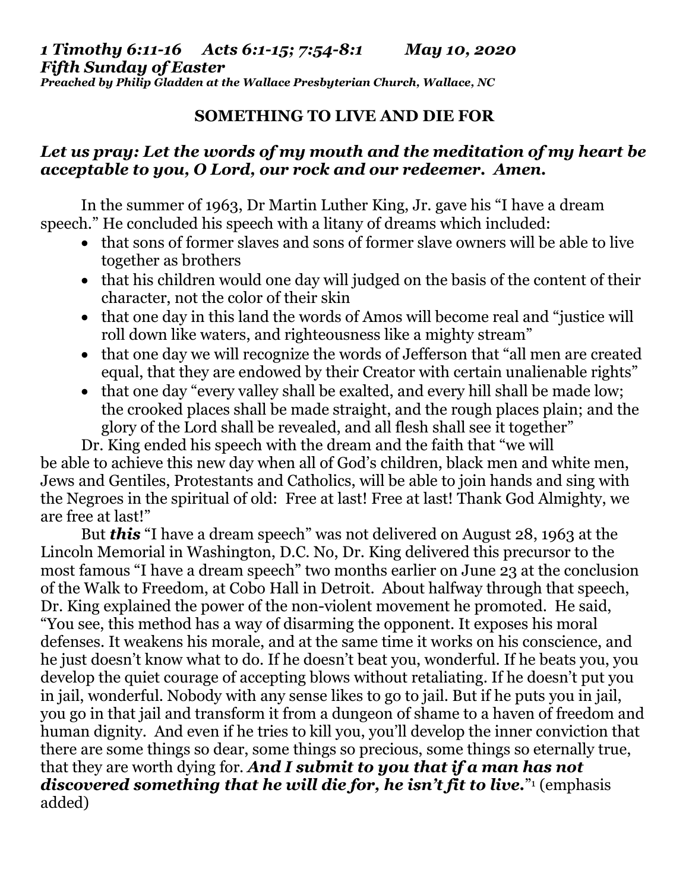***1 Timothy 6:11-16 Acts 6:1-15; 7:54-8:1 May 10, 2020***
***Fifth Sunday of Easter***
***Preached by Philip Gladden at the Wallace Presbyterian Church, Wallace, NC***

## SOMETHING TO LIVE AND DIE FOR

***Let us pray: Let the words of my mouth and the meditation of my heart be acceptable to you, O Lord, our rock and our redeemer. Amen.***

In the summer of 1963, Dr Martin Luther King, Jr. gave his "I have a dream speech." He concluded his speech with a litany of dreams which included:

- that sons of former slaves and sons of former slave owners will be able to live together as brothers
- that his children would one day will judged on the basis of the content of their character, not the color of their skin
- that one day in this land the words of Amos will become real and "justice will roll down like waters, and righteousness like a mighty stream"
- that one day we will recognize the words of Jefferson that "all men are created equal, that they are endowed by their Creator with certain unalienable rights"
- that one day "every valley shall be exalted, and every hill shall be made low; the crooked places shall be made straight, and the rough places plain; and the glory of the Lord shall be revealed, and all flesh shall see it together"

Dr. King ended his speech with the dream and the faith that "we will be able to achieve this new day when all of God's children, black men and white men, Jews and Gentiles, Protestants and Catholics, will be able to join hands and sing with the Negroes in the spiritual of old: Free at last! Free at last! Thank God Almighty, we are free at last!"

But ***this*** "I have a dream speech" was not delivered on August 28, 1963 at the Lincoln Memorial in Washington, D.C. No, Dr. King delivered this precursor to the most famous "I have a dream speech" two months earlier on June 23 at the conclusion of the Walk to Freedom, at Cobo Hall in Detroit. About halfway through that speech, Dr. King explained the power of the non-violent movement he promoted. He said, "You see, this method has a way of disarming the opponent. It exposes his moral defenses. It weakens his morale, and at the same time it works on his conscience, and he just doesn't know what to do. If he doesn't beat you, wonderful. If he beats you, you develop the quiet courage of accepting blows without retaliating. If he doesn't put you in jail, wonderful. Nobody with any sense likes to go to jail. But if he puts you in jail, you go in that jail and transform it from a dungeon of shame to a haven of freedom and human dignity. And even if he tries to kill you, you'll develop the inner conviction that there are some things so dear, some things so precious, some things so eternally true, that they are worth dying for. ***And I submit to you that if a man has not discovered something that he will die for, he isn't fit to live.***"[1] (emphasis added)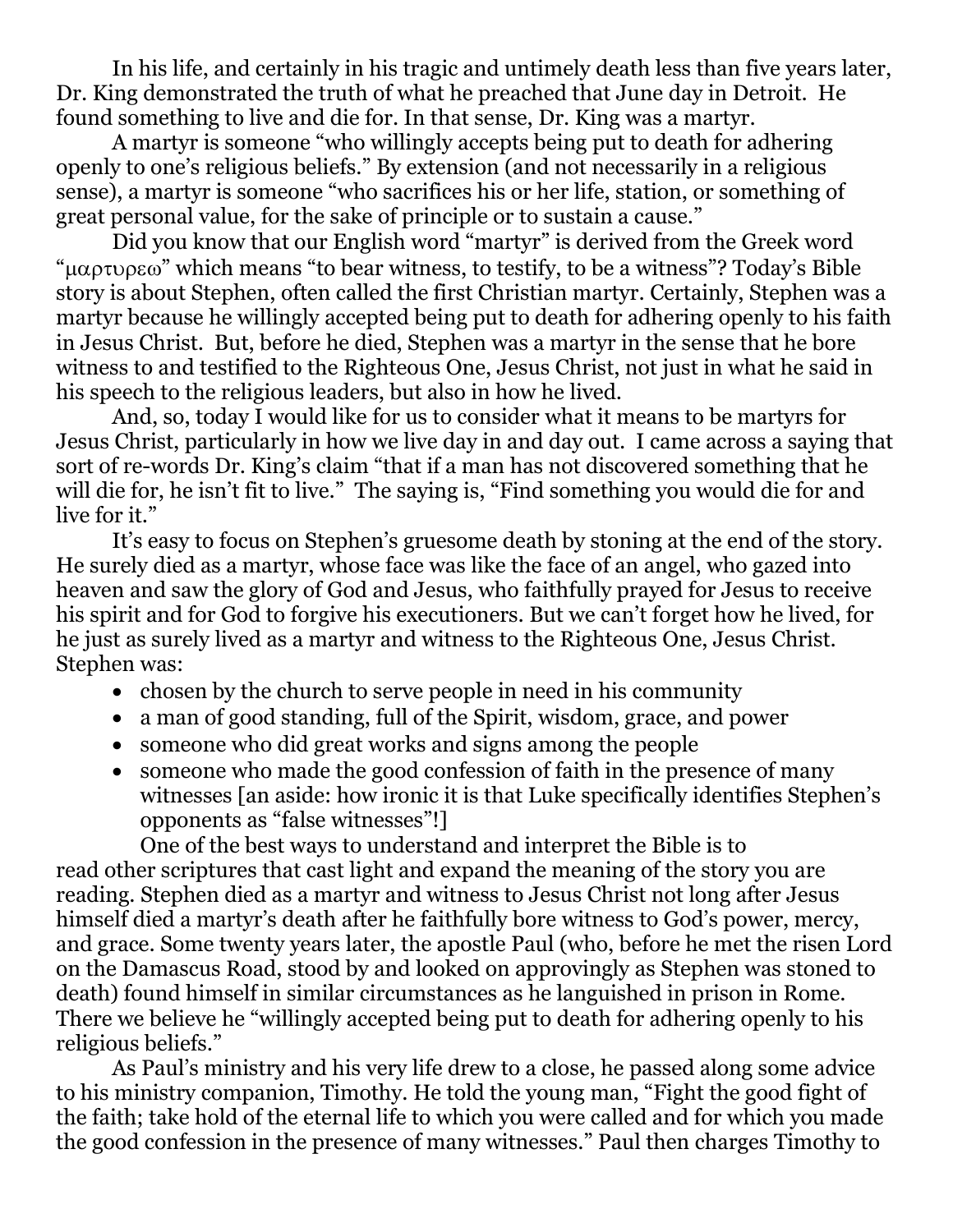In his life, and certainly in his tragic and untimely death less than five years later, Dr. King demonstrated the truth of what he preached that June day in Detroit. He found something to live and die for. In that sense, Dr. King was a martyr.

A martyr is someone "who willingly accepts being put to death for adhering openly to one's religious beliefs." By extension (and not necessarily in a religious sense), a martyr is someone "who sacrifices his or her life, station, or something of great personal value, for the sake of principle or to sustain a cause."

Did you know that our English word "martyr" is derived from the Greek word "μαρτυρεω" which means "to bear witness, to testify, to be a witness"? Today's Bible story is about Stephen, often called the first Christian martyr. Certainly, Stephen was a martyr because he willingly accepted being put to death for adhering openly to his faith in Jesus Christ. But, before he died, Stephen was a martyr in the sense that he bore witness to and testified to the Righteous One, Jesus Christ, not just in what he said in his speech to the religious leaders, but also in how he lived.

And, so, today I would like for us to consider what it means to be martyrs for Jesus Christ, particularly in how we live day in and day out. I came across a saying that sort of re-words Dr. King's claim "that if a man has not discovered something that he will die for, he isn't fit to live." The saying is, "Find something you would die for and live for it."

It's easy to focus on Stephen's gruesome death by stoning at the end of the story. He surely died as a martyr, whose face was like the face of an angel, who gazed into heaven and saw the glory of God and Jesus, who faithfully prayed for Jesus to receive his spirit and for God to forgive his executioners. But we can't forget how he lived, for he just as surely lived as a martyr and witness to the Righteous One, Jesus Christ. Stephen was:

- chosen by the church to serve people in need in his community
- a man of good standing, full of the Spirit, wisdom, grace, and power
- someone who did great works and signs among the people
- someone who made the good confession of faith in the presence of many witnesses [an aside: how ironic it is that Luke specifically identifies Stephen's opponents as "false witnesses"!]

One of the best ways to understand and interpret the Bible is to read other scriptures that cast light and expand the meaning of the story you are reading. Stephen died as a martyr and witness to Jesus Christ not long after Jesus himself died a martyr's death after he faithfully bore witness to God's power, mercy, and grace. Some twenty years later, the apostle Paul (who, before he met the risen Lord on the Damascus Road, stood by and looked on approvingly as Stephen was stoned to death) found himself in similar circumstances as he languished in prison in Rome. There we believe he "willingly accepted being put to death for adhering openly to his religious beliefs."

As Paul's ministry and his very life drew to a close, he passed along some advice to his ministry companion, Timothy. He told the young man, "Fight the good fight of the faith; take hold of the eternal life to which you were called and for which you made the good confession in the presence of many witnesses." Paul then charges Timothy to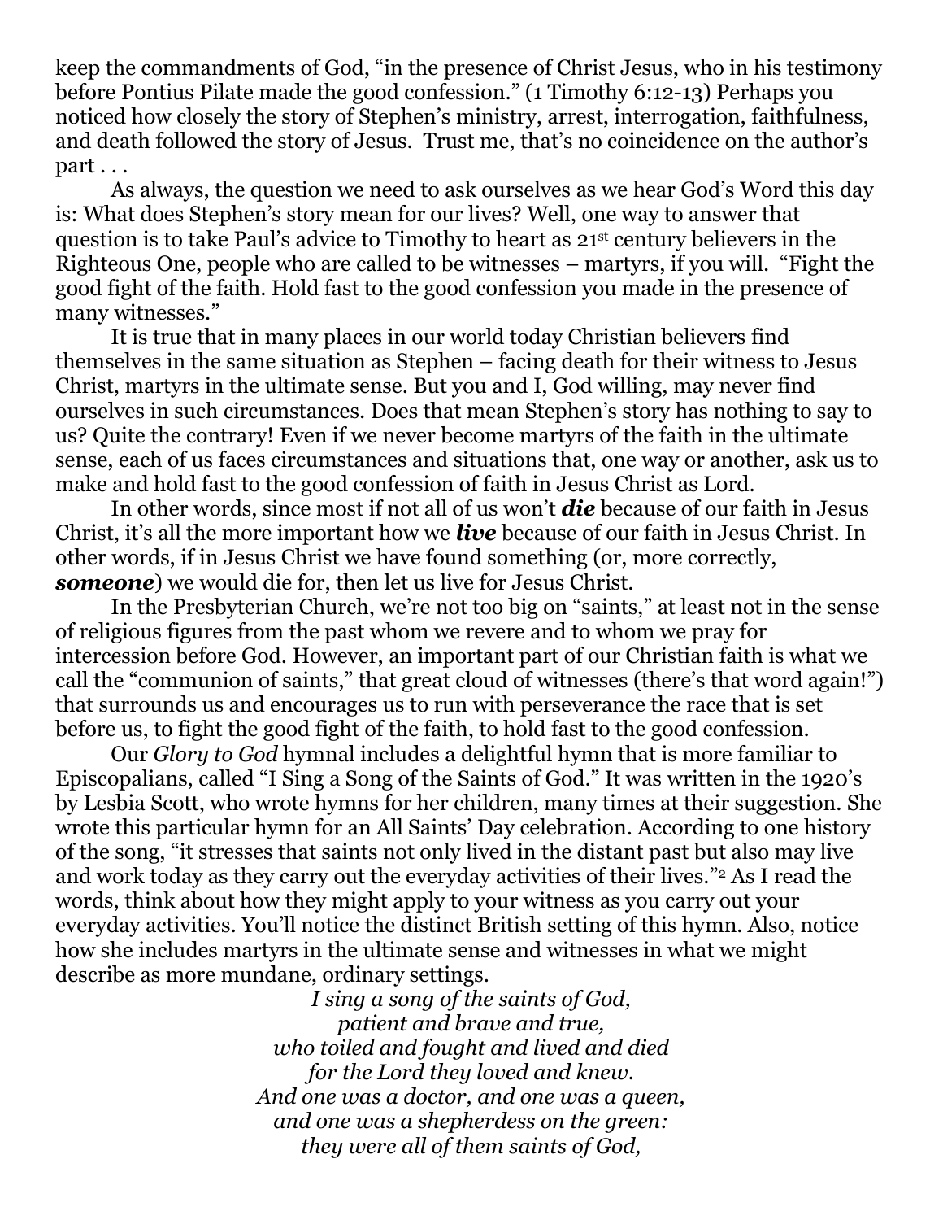keep the commandments of God, "in the presence of Christ Jesus, who in his testimony before Pontius Pilate made the good confession." (1 Timothy 6:12-13) Perhaps you noticed how closely the story of Stephen's ministry, arrest, interrogation, faithfulness, and death followed the story of Jesus. Trust me, that's no coincidence on the author's part . . .

As always, the question we need to ask ourselves as we hear God's Word this day is: What does Stephen's story mean for our lives? Well, one way to answer that question is to take Paul's advice to Timothy to heart as 21st century believers in the Righteous One, people who are called to be witnesses – martyrs, if you will. "Fight the good fight of the faith. Hold fast to the good confession you made in the presence of many witnesses."

It is true that in many places in our world today Christian believers find themselves in the same situation as Stephen – facing death for their witness to Jesus Christ, martyrs in the ultimate sense. But you and I, God willing, may never find ourselves in such circumstances. Does that mean Stephen's story has nothing to say to us? Quite the contrary! Even if we never become martyrs of the faith in the ultimate sense, each of us faces circumstances and situations that, one way or another, ask us to make and hold fast to the good confession of faith in Jesus Christ as Lord.

In other words, since most if not all of us won't ***die*** because of our faith in Jesus Christ, it's all the more important how we ***live*** because of our faith in Jesus Christ. In other words, if in Jesus Christ we have found something (or, more correctly, ***someone***) we would die for, then let us live for Jesus Christ.

In the Presbyterian Church, we're not too big on "saints," at least not in the sense of religious figures from the past whom we revere and to whom we pray for intercession before God. However, an important part of our Christian faith is what we call the "communion of saints," that great cloud of witnesses (there's that word again!") that surrounds us and encourages us to run with perseverance the race that is set before us, to fight the good fight of the faith, to hold fast to the good confession.

Our *Glory to God* hymnal includes a delightful hymn that is more familiar to Episcopalians, called "I Sing a Song of the Saints of God." It was written in the 1920's by Lesbia Scott, who wrote hymns for her children, many times at their suggestion. She wrote this particular hymn for an All Saints' Day celebration. According to one history of the song, "it stresses that saints not only lived in the distant past but also may live and work today as they carry out the everyday activities of their lives."[2] As I read the words, think about how they might apply to your witness as you carry out your everyday activities. You'll notice the distinct British setting of this hymn. Also, notice how she includes martyrs in the ultimate sense and witnesses in what we might describe as more mundane, ordinary settings.

*I sing a song of the saints of God,*
*patient and brave and true,*
*who toiled and fought and lived and died*
*for the Lord they loved and knew.*
*And one was a doctor, and one was a queen,*
*and one was a shepherdess on the green:*
*they were all of them saints of God,*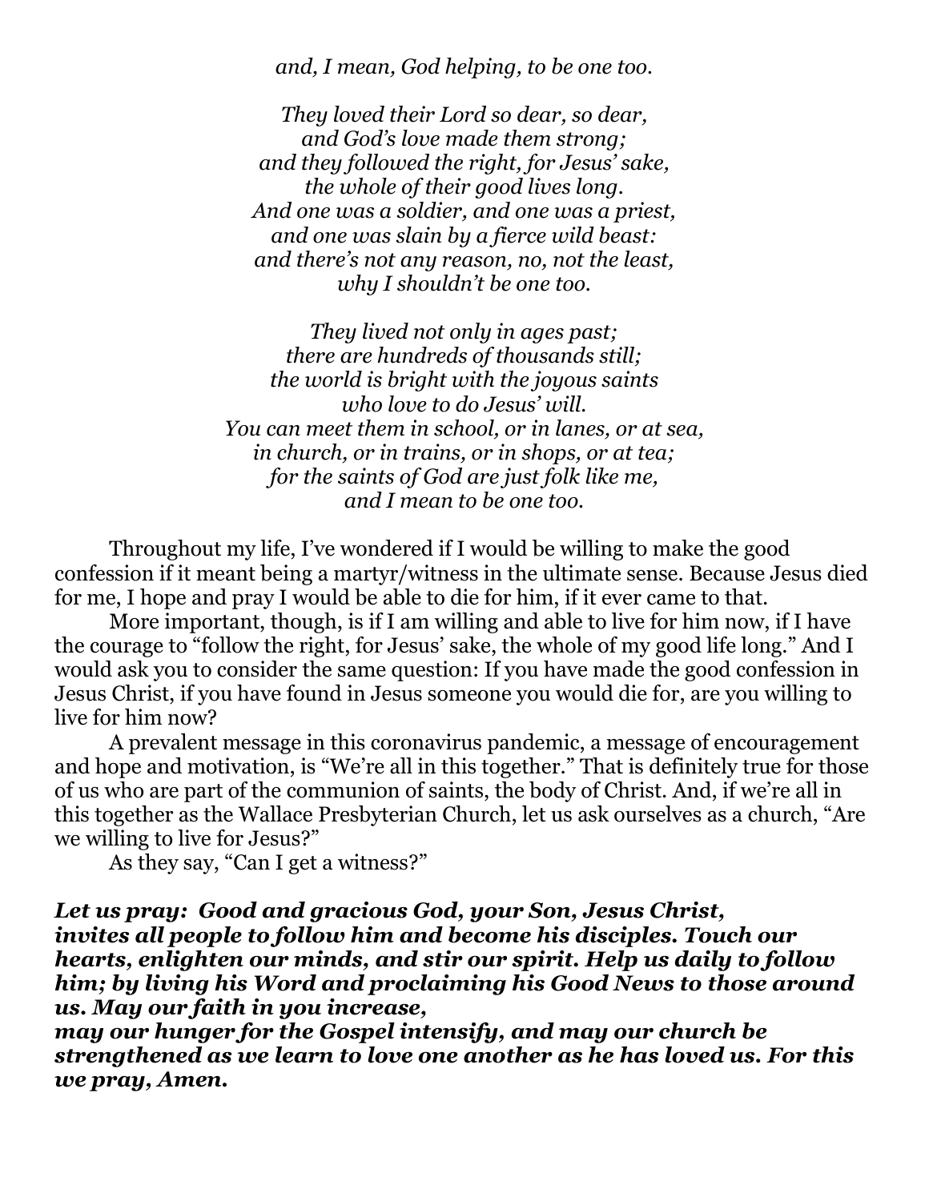*and, I mean, God helping, to be one too.*

*They loved their Lord so dear, so dear,*
*and God's love made them strong;*
*and they followed the right, for Jesus' sake,*
*the whole of their good lives long.*
*And one was a soldier, and one was a priest,*
*and one was slain by a fierce wild beast:*
*and there's not any reason, no, not the least,*
*why I shouldn't be one too.*

*They lived not only in ages past;*
*there are hundreds of thousands still;*
*the world is bright with the joyous saints*
*who love to do Jesus' will.*
*You can meet them in school, or in lanes, or at sea,*
*in church, or in trains, or in shops, or at tea;*
*for the saints of God are just folk like me,*
*and I mean to be one too.*

Throughout my life, I've wondered if I would be willing to make the good confession if it meant being a martyr/witness in the ultimate sense. Because Jesus died for me, I hope and pray I would be able to die for him, if it ever came to that.

More important, though, is if I am willing and able to live for him now, if I have the courage to "follow the right, for Jesus' sake, the whole of my good life long." And I would ask you to consider the same question: If you have made the good confession in Jesus Christ, if you have found in Jesus someone you would die for, are you willing to live for him now?

A prevalent message in this coronavirus pandemic, a message of encouragement and hope and motivation, is "We're all in this together." That is definitely true for those of us who are part of the communion of saints, the body of Christ. And, if we're all in this together as the Wallace Presbyterian Church, let us ask ourselves as a church, "Are we willing to live for Jesus?"

As they say, "Can I get a witness?"

***Let us pray: Good and gracious God, your Son, Jesus Christ, invites all people to follow him and become his disciples. Touch our hearts, enlighten our minds, and stir our spirit. Help us daily to follow him; by living his Word and proclaiming his Good News to those around us. May our faith in you increase, may our hunger for the Gospel intensify, and may our church be strengthened as we learn to love one another as he has loved us. For this we pray, Amen.***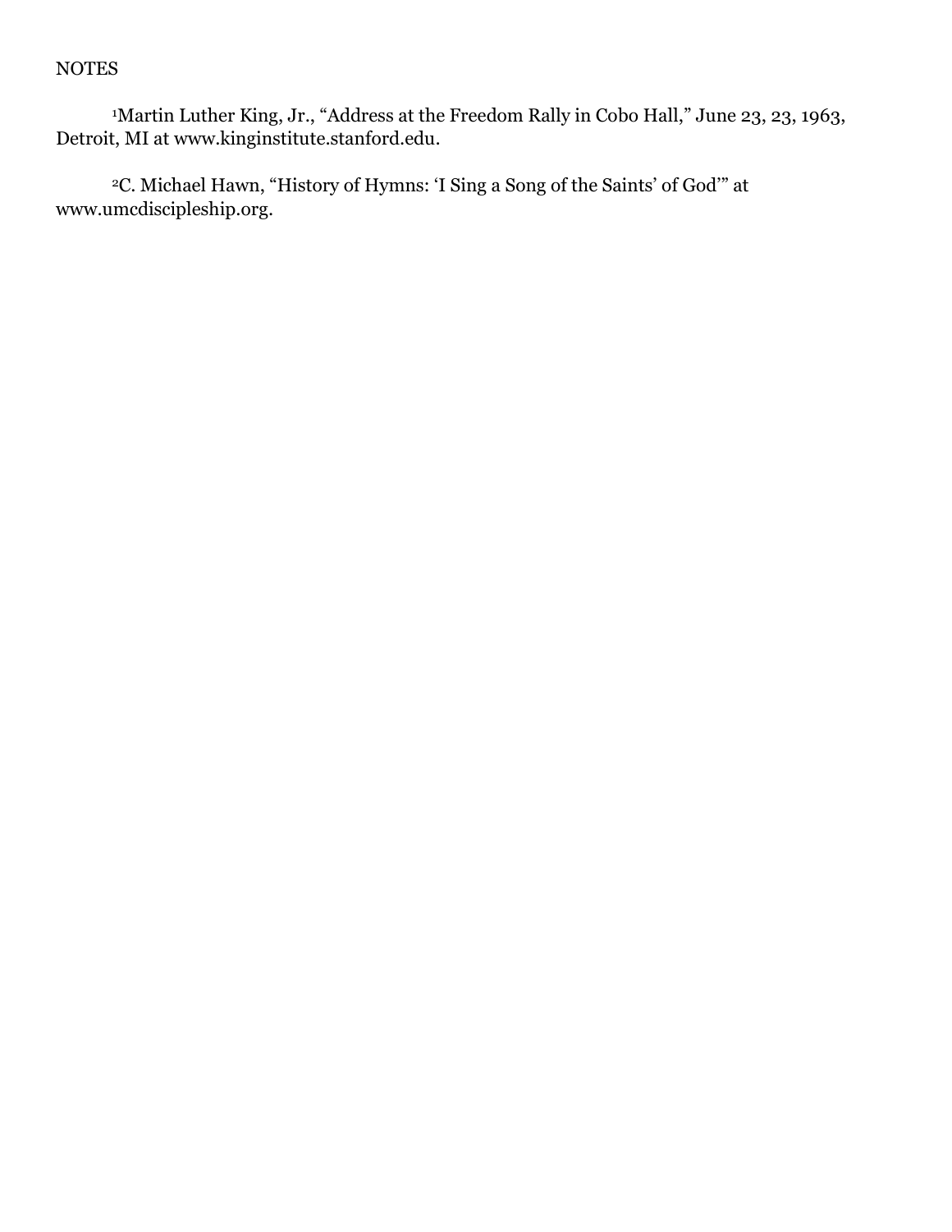NOTES

[1]Martin Luther King, Jr., "Address at the Freedom Rally in Cobo Hall," June 23, 23, 1963, Detroit, MI at www.kinginstitute.stanford.edu.

[2]C. Michael Hawn, "History of Hymns: 'I Sing a Song of the Saints' of God'" at www.umcdiscipleship.org.